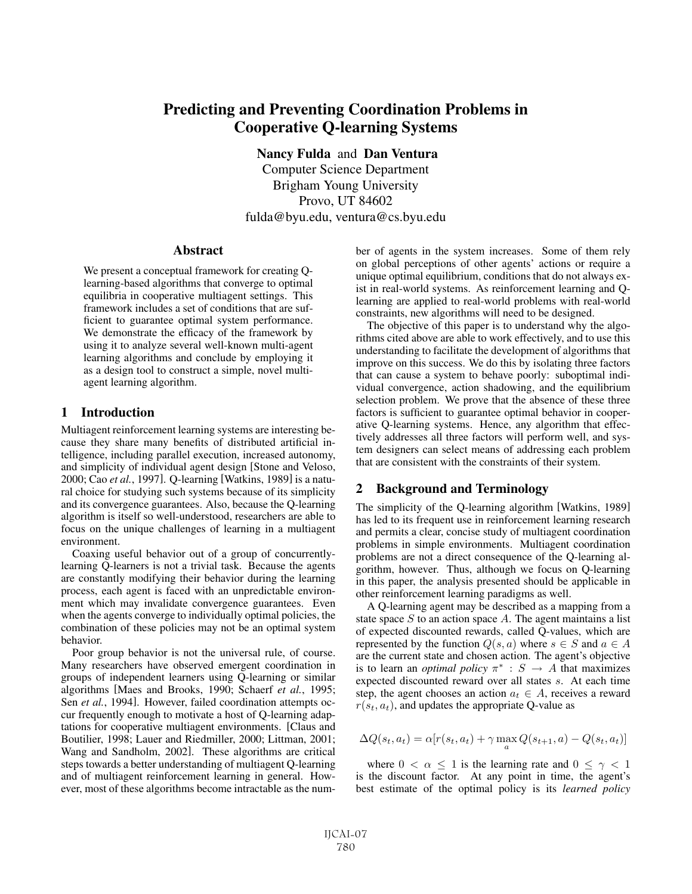# Predicting and Preventing Coordination Problems in Cooperative Q-learning Systems

**Nancy Fulda** and **Dan Ventura**
Computer Science Department
Brigham Young University
Provo, UT 84602
fulda@byu.edu, ventura@cs.byu.edu

## Abstract

We present a conceptual framework for creating Q-learning-based algorithms that converge to optimal equilibria in cooperative multiagent settings. This framework includes a set of conditions that are sufficient to guarantee optimal system performance. We demonstrate the efficacy of the framework by using it to analyze several well-known multi-agent learning algorithms and conclude by employing it as a design tool to construct a simple, novel multi-agent learning algorithm.

## 1 Introduction

Multiagent reinforcement learning systems are interesting because they share many benefits of distributed artificial intelligence, including parallel execution, increased autonomy, and simplicity of individual agent design [Stone and Veloso, 2000; Cao *et al.*, 1997]. Q-learning [Watkins, 1989] is a natural choice for studying such systems because of its simplicity and its convergence guarantees. Also, because the Q-learning algorithm is itself so well-understood, researchers are able to focus on the unique challenges of learning in a multiagent environment.

Coaxing useful behavior out of a group of concurrently-learning Q-learners is not a trivial task. Because the agents are constantly modifying their behavior during the learning process, each agent is faced with an unpredictable environment which may invalidate convergence guarantees. Even when the agents converge to individually optimal policies, the combination of these policies may not be an optimal system behavior.

Poor group behavior is not the universal rule, of course. Many researchers have observed emergent coordination in groups of independent learners using Q-learning or similar algorithms [Maes and Brooks, 1990; Schaerf *et al.*, 1995; Sen *et al.*, 1994]. However, failed coordination attempts occur frequently enough to motivate a host of Q-learning adaptations for cooperative multiagent environments. [Claus and Boutilier, 1998; Lauer and Riedmiller, 2000; Littman, 2001; Wang and Sandholm, 2002]. These algorithms are critical steps towards a better understanding of multiagent Q-learning and of multiagent reinforcement learning in general. However, most of these algorithms become intractable as the number of agents in the system increases. Some of them rely on global perceptions of other agents' actions or require a unique optimal equilibrium, conditions that do not always exist in real-world systems. As reinforcement learning and Q-learning are applied to real-world problems with real-world constraints, new algorithms will need to be designed.

The objective of this paper is to understand why the algorithms cited above are able to work effectively, and to use this understanding to facilitate the development of algorithms that improve on this success. We do this by isolating three factors that can cause a system to behave poorly: suboptimal individual convergence, action shadowing, and the equilibrium selection problem. We prove that the absence of these three factors is sufficient to guarantee optimal behavior in cooperative Q-learning systems. Hence, any algorithm that effectively addresses all three factors will perform well, and system designers can select means of addressing each problem that are consistent with the constraints of their system.

## 2 Background and Terminology

The simplicity of the Q-learning algorithm [Watkins, 1989] has led to its frequent use in reinforcement learning research and permits a clear, concise study of multiagent coordination problems in simple environments. Multiagent coordination problems are not a direct consequence of the Q-learning algorithm, however. Thus, although we focus on Q-learning in this paper, the analysis presented should be applicable in other reinforcement learning paradigms as well.

A Q-learning agent may be described as a mapping from a state space $S$ to an action space $A$. The agent maintains a list of expected discounted rewards, called Q-values, which are represented by the function $Q(s, a)$ where $s \in S$ and $a \in A$ are the current state and chosen action. The agent's objective is to learn an *optimal policy* $\pi^* : S \rightarrow A$ that maximizes expected discounted reward over all states $s$. At each time step, the agent chooses an action $a_t \in A$, receives a reward $r(s_t, a_t)$, and updates the appropriate Q-value as

$$\Delta Q(s_t, a_t) = \alpha[r(s_t, a_t) + \gamma \max_a Q(s_{t+1}, a) - Q(s_t, a_t)]$$

where $0 < \alpha \leq 1$ is the learning rate and $0 \leq \gamma < 1$ is the discount factor. At any point in time, the agent's best estimate of the optimal policy is its *learned policy*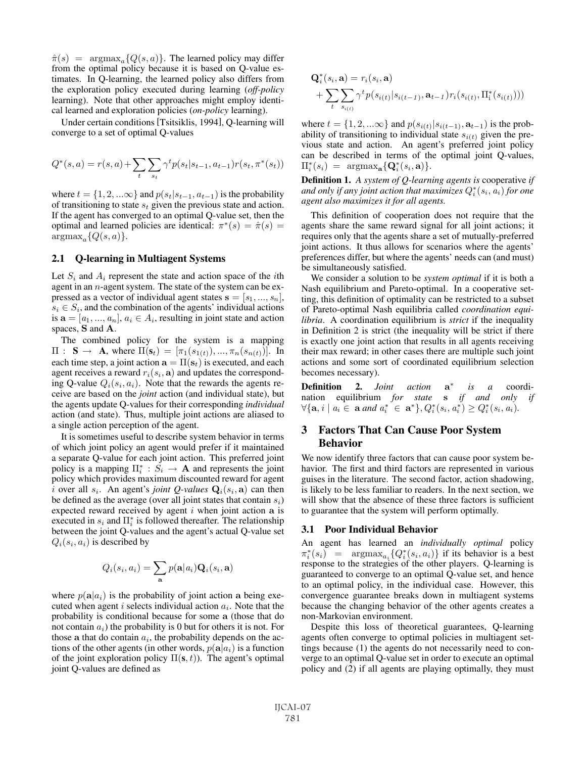$\hat{\pi}(s) = \text{argmax}_a\{Q(s,a)\}$. The learned policy may differ from the optimal policy because it is based on Q-value estimates. In Q-learning, the learned policy also differs from the exploration policy executed during learning (*off-policy* learning). Note that other approaches might employ identical learned and exploration policies (*on-policy* learning).

Under certain conditions [Tsitsiklis, 1994], Q-learning will converge to a set of optimal Q-values

$$Q^*(s,a) = r(s,a) + \sum_t \sum_{s_t} \gamma^t p(s_t|s_{t-1}, a_{t-1}) r(s_t, \pi^*(s_t))$$

where $t = \{1, 2, ...\infty\}$ and $p(s_t|s_{t-1}, a_{t-1})$ is the probability of transitioning to state $s_t$ given the previous state and action. If the agent has converged to an optimal Q-value set, then the optimal and learned policies are identical: $\pi^*(s) = \hat{\pi}(s) = \text{argmax}_a\{Q(s,a)\}$.

## 2.1 Q-learning in Multiagent Systems

Let $S_i$ and $A_i$ represent the state and action space of the $i$th agent in an $n$-agent system. The state of the system can be expressed as a vector of individual agent states $\mathbf{s} = [s_1, ..., s_n]$, $s_i \in S_i$, and the combination of the agents' individual actions is $\mathbf{a} = [a_1, ..., a_n]$, $a_i \in A_i$, resulting in joint state and action spaces, $\mathbf{S}$ and $\mathbf{A}$.

The combined policy for the system is a mapping $\Pi : \mathbf{S} \rightarrow \mathbf{A}$, where $\Pi(\mathbf{s}_t) = [\pi_1(s_{1(t)}), ..., \pi_n(s_{n(t)})]$. In each time step, a joint action $\mathbf{a} = \Pi(\mathbf{s}_t)$ is executed, and each agent receives a reward $r_i(s_i, \mathbf{a})$ and updates the corresponding Q-value $Q_i(s_i, a_i)$. Note that the rewards the agents receive are based on the *joint* action (and individual state), but the agents update Q-values for their corresponding *individual* action (and state). Thus, multiple joint actions are aliased to a single action perception of the agent.

It is sometimes useful to describe system behavior in terms of which joint policy an agent would prefer if it maintained a separate Q-value for each joint action. This preferred joint policy is a mapping $\Pi_i^* : S_i \rightarrow \mathbf{A}$ and represents the joint policy which provides maximum discounted reward for agent $i$ over all $s_i$. An agent's *joint Q-values* $\mathbf{Q}_i(s_i, \mathbf{a})$ can then be defined as the average (over all joint states that contain $s_i$) expected reward received by agent $i$ when joint action $\mathbf{a}$ is executed in $s_i$ and $\Pi_i^*$ is followed thereafter. The relationship between the joint Q-values and the agent's actual Q-value set $Q_i(s_i, a_i)$ is described by

$$Q_i(s_i, a_i) = \sum_{\mathbf{a}} p(\mathbf{a}|a_i)\mathbf{Q}_i(s_i, \mathbf{a})$$

where $p(\mathbf{a}|a_i)$ is the probability of joint action $\mathbf{a}$ being executed when agent $i$ selects individual action $a_i$. Note that the probability is conditional because for some $\mathbf{a}$ (those that do not contain $a_i$) the probability is 0 but for others it is not. For those $\mathbf{a}$ that do contain $a_i$, the probability depends on the actions of the other agents (in other words, $p(\mathbf{a}|a_i)$ is a function of the joint exploration policy $\Pi(\mathbf{s}, t)$). The agent's optimal joint Q-values are defined as

$$\mathbf{Q}_i^*(s_i, \mathbf{a}) = r_i(s_i, \mathbf{a}) + \sum_t \sum_{s_{i(t)}} \gamma^t p(s_{i(t)}|s_{i(t-1)}, \mathbf{a}_{t-1}) r_i(s_{i(t)}, \Pi_i^*(s_{i(t)})))$$

where $t = \{1, 2, ...\infty\}$ and $p(s_{i(t)}|s_{i(t-1)}, \mathbf{a}_{t-1})$ is the probability of transitioning to individual state $s_{i(t)}$ given the previous state and action. An agent's preferred joint policy can be described in terms of the optimal joint Q-values, $\Pi_i^*(s_i) = \text{argmax}_{\mathbf{a}}\{\mathbf{Q}_i^*(s_i, \mathbf{a})\}$.

**Definition 1.** *A system of Q-learning agents is* cooperative *if and only if any joint action that maximizes $Q_i^*(s_i, a_i)$ for one agent also maximizes it for all agents.*

This definition of cooperation does not require that the agents share the same reward signal for all joint actions; it requires only that the agents share a set of mutually-preferred joint actions. It thus allows for scenarios where the agents' preferences differ, but where the agents' needs can (and must) be simultaneously satisfied.

We consider a solution to be *system optimal* if it is both a Nash equilibrium and Pareto-optimal. In a cooperative setting, this definition of optimality can be restricted to a subset of Pareto-optimal Nash equilibria called *coordination equilibria*. A coordination equilibrium is *strict* if the inequality in Definition 2 is strict (the inequality will be strict if there is exactly one joint action that results in all agents receiving their max reward; in other cases there are multiple such joint actions and some sort of coordinated equilibrium selection becomes necessary).

**Definition 2.** *Joint action $\mathbf{a}^*$ is a coordination equilibrium for state $\mathbf{s}$ if and only if $\forall\{\mathbf{a}, i \mid a_i \in \mathbf{a}$ and $a_i^* \in \mathbf{a}^*\}, Q_i^*(s_i, a_i^*) \geq Q_i^*(s_i, a_i)$.*

# 3 Factors That Can Cause Poor System Behavior

We now identify three factors that can cause poor system behavior. The first and third factors are represented in various guises in the literature. The second factor, action shadowing, is likely to be less familiar to readers. In the next section, we will show that the absence of these three factors is sufficient to guarantee that the system will perform optimally.

## 3.1 Poor Individual Behavior

An agent has learned an *individually optimal* policy $\pi_i^*(s_i) = \text{argmax}_{a_i}\{Q_i^*(s_i, a_i)\}$ if its behavior is a best response to the strategies of the other players. Q-learning is guaranteed to converge to an optimal Q-value set, and hence to an optimal policy, in the individual case. However, this convergence guarantee breaks down in multiagent systems because the changing behavior of the other agents creates a non-Markovian environment.

Despite this loss of theoretical guarantees, Q-learning agents often converge to optimal policies in multiagent settings because (1) the agents do not necessarily need to converge to an optimal Q-value set in order to execute an optimal policy and (2) if all agents are playing optimally, they must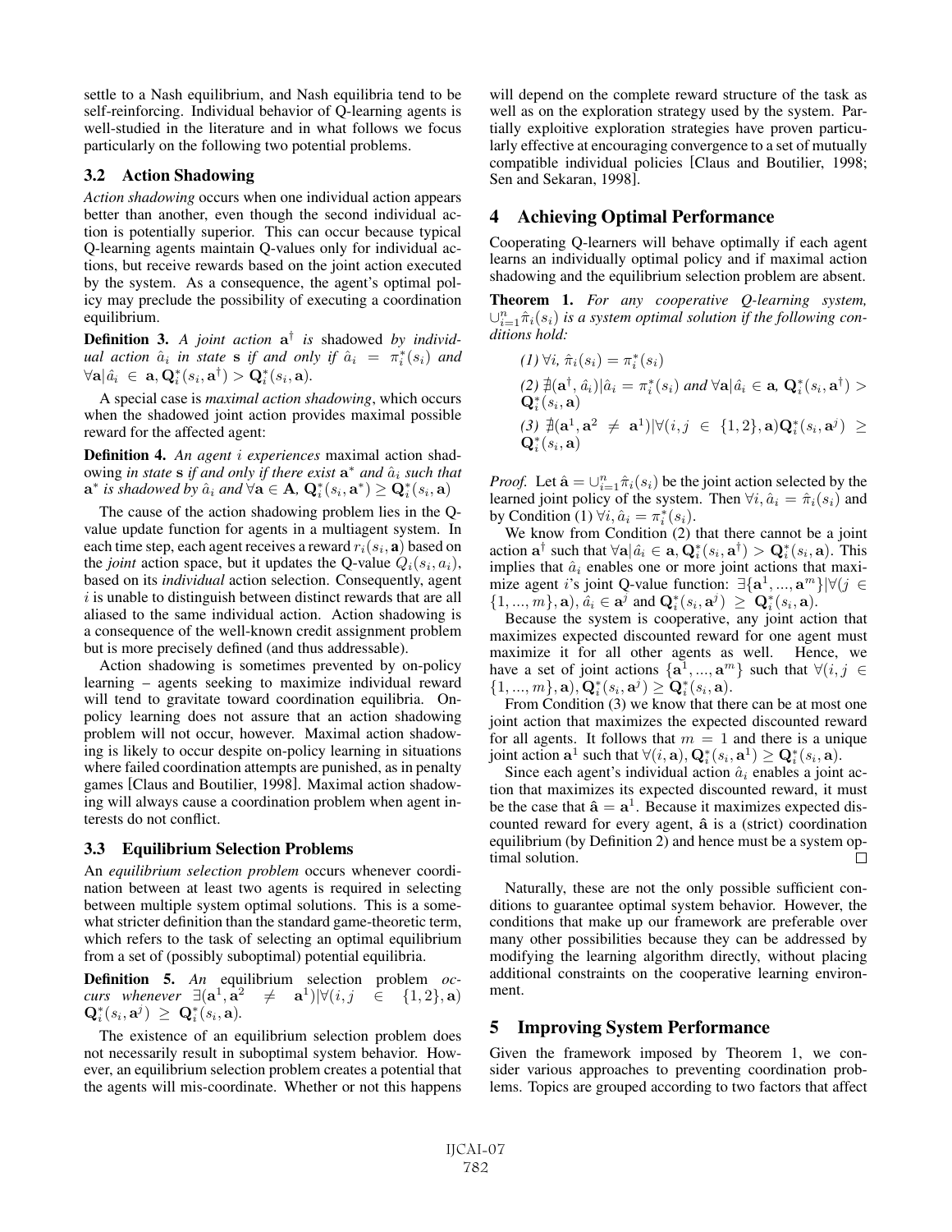settle to a Nash equilibrium, and Nash equilibria tend to be self-reinforcing. Individual behavior of Q-learning agents is well-studied in the literature and in what follows we focus particularly on the following two potential problems.

### 3.2 Action Shadowing

*Action shadowing* occurs when one individual action appears better than another, even though the second individual action is potentially superior. This can occur because typical Q-learning agents maintain Q-values only for individual actions, but receive rewards based on the joint action executed by the system. As a consequence, the agent's optimal policy may preclude the possibility of executing a coordination equilibrium.

**Definition 3.** *A joint action* $\mathbf{a}^\dagger$ *is* shadowed *by individual action* $\hat{a}_i$ *in state* $\mathbf{s}$ *if and only if* $\hat{a}_i = \pi_i^*(s_i)$ *and* $\forall \mathbf{a} | \hat{a}_i \in \mathbf{a}, \mathbf{Q}_i^*(s_i, \mathbf{a}^\dagger) > \mathbf{Q}_i^*(s_i, \mathbf{a})$.

A special case is *maximal action shadowing*, which occurs when the shadowed joint action provides maximal possible reward for the affected agent:

**Definition 4.** *An agent* $i$ *experiences* maximal action shadowing *in state* $\mathbf{s}$ *if and only if there exist* $\mathbf{a}^*$ *and* $\hat{a}_i$ *such that* $\mathbf{a}^*$ *is shadowed by* $\hat{a}_i$ *and* $\forall \mathbf{a} \in \mathbf{A}$, $\mathbf{Q}_i^*(s_i, \mathbf{a}^*) \geq \mathbf{Q}_i^*(s_i, \mathbf{a})$

The cause of the action shadowing problem lies in the Q-value update function for agents in a multiagent system. In each time step, each agent receives a reward $r_i(s_i, \mathbf{a})$ based on the *joint* action space, but it updates the Q-value $Q_i(s_i, a_i)$, based on its *individual* action selection. Consequently, agent $i$ is unable to distinguish between distinct rewards that are all aliased to the same individual action. Action shadowing is a consequence of the well-known credit assignment problem but is more precisely defined (and thus addressable).

Action shadowing is sometimes prevented by on-policy learning – agents seeking to maximize individual reward will tend to gravitate toward coordination equilibria. On-policy learning does not assure that an action shadowing problem will not occur, however. Maximal action shadowing is likely to occur despite on-policy learning in situations where failed coordination attempts are punished, as in penalty games [Claus and Boutilier, 1998]. Maximal action shadowing will always cause a coordination problem when agent interests do not conflict.

### 3.3 Equilibrium Selection Problems

An *equilibrium selection problem* occurs whenever coordination between at least two agents is required in selecting between multiple system optimal solutions. This is a somewhat stricter definition than the standard game-theoretic term, which refers to the task of selecting an optimal equilibrium from a set of (possibly suboptimal) potential equilibria.

**Definition 5.** *An* equilibrium selection problem *occurs whenever* $\exists(\mathbf{a}^1, \mathbf{a}^2 \neq \mathbf{a}^1) | \forall (i, j \in \{1, 2\}, \mathbf{a})$ $\mathbf{Q}_i^*(s_i, \mathbf{a}^j) \geq \mathbf{Q}_i^*(s_i, \mathbf{a})$.

The existence of an equilibrium selection problem does not necessarily result in suboptimal system behavior. However, an equilibrium selection problem creates a potential that the agents will mis-coordinate. Whether or not this happens will depend on the complete reward structure of the task as well as on the exploration strategy used by the system. Partially exploitive exploration strategies have proven particularly effective at encouraging convergence to a set of mutually compatible individual policies [Claus and Boutilier, 1998; Sen and Sekaran, 1998].

## 4 Achieving Optimal Performance

Cooperating Q-learners will behave optimally if each agent learns an individually optimal policy and if maximal action shadowing and the equilibrium selection problem are absent.

**Theorem 1.** *For any cooperative Q-learning system,* $\cup_{i=1}^n \hat{\pi}_i(s_i)$ *is a system optimal solution if the following conditions hold:*

*(1)* $\forall i, \hat{\pi}_i(s_i) = \pi_i^*(s_i)$

*(2)* $\nexists(\mathbf{a}^\dagger, \hat{a}_i) | \hat{a}_i = \pi_i^*(s_i)$ *and* $\forall \mathbf{a} | \hat{a}_i \in \mathbf{a}$, $\mathbf{Q}_i^*(s_i, \mathbf{a}^\dagger) > \mathbf{Q}_i^*(s_i, \mathbf{a})$

*(3)* $\nexists(\mathbf{a}^1, \mathbf{a}^2 \neq \mathbf{a}^1) | \forall (i, j \in \{1, 2\}, \mathbf{a}) \mathbf{Q}_i^*(s_i, \mathbf{a}^j) \geq \mathbf{Q}_i^*(s_i, \mathbf{a})$

*Proof.* Let $\hat{\mathbf{a}} = \cup_{i=1}^n \hat{\pi}_i(s_i)$ be the joint action selected by the learned joint policy of the system. Then $\forall i, \hat{a}_i = \hat{\pi}_i(s_i)$ and by Condition (1) $\forall i, \hat{a}_i = \pi_i^*(s_i)$.

We know from Condition (2) that there cannot be a joint action $\mathbf{a}^\dagger$ such that $\forall \mathbf{a} | \hat{a}_i \in \mathbf{a}, \mathbf{Q}_i^*(s_i, \mathbf{a}^\dagger) > \mathbf{Q}_i^*(s_i, \mathbf{a})$. This implies that $\hat{a}_i$ enables one or more joint actions that maximize agent $i$'s joint Q-value function: $\exists\{\mathbf{a}^1, ..., \mathbf{a}^m\} | \forall (j \in \{1, ..., m\}, \mathbf{a}), \hat{a}_i \in \mathbf{a}^j$ and $\mathbf{Q}_i^*(s_i, \mathbf{a}^j) \geq \mathbf{Q}_i^*(s_i, \mathbf{a})$.

Because the system is cooperative, any joint action that maximizes expected discounted reward for one agent must maximize it for all other agents as well. Hence, we have a set of joint actions $\{\mathbf{a}^1, ..., \mathbf{a}^m\}$ such that $\forall (i, j \in \{1, ..., m\}, \mathbf{a}), \mathbf{Q}_i^*(s_i, \mathbf{a}^j) \geq \mathbf{Q}_i^*(s_i, \mathbf{a})$.

From Condition (3) we know that there can be at most one joint action that maximizes the expected discounted reward for all agents. It follows that $m = 1$ and there is a unique joint action $\mathbf{a}^1$ such that $\forall (i, \mathbf{a}), \mathbf{Q}_i^*(s_i, \mathbf{a}^1) \geq \mathbf{Q}_i^*(s_i, \mathbf{a})$.

Since each agent's individual action $\hat{a}_i$ enables a joint action that maximizes its expected discounted reward, it must be the case that $\hat{\mathbf{a}} = \mathbf{a}^1$. Because it maximizes expected discounted reward for every agent, $\hat{\mathbf{a}}$ is a (strict) coordination equilibrium (by Definition 2) and hence must be a system optimal solution. □

Naturally, these are not the only possible sufficient conditions to guarantee optimal system behavior. However, the conditions that make up our framework are preferable over many other possibilities because they can be addressed by modifying the learning algorithm directly, without placing additional constraints on the cooperative learning environment.

## 5 Improving System Performance

Given the framework imposed by Theorem 1, we consider various approaches to preventing coordination problems. Topics are grouped according to two factors that affect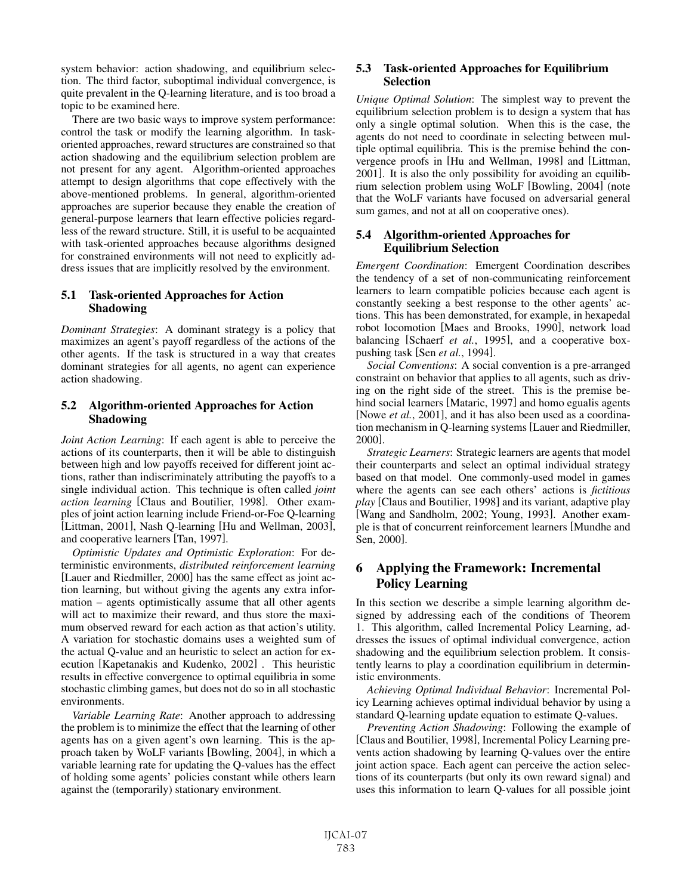system behavior: action shadowing, and equilibrium selection. The third factor, suboptimal individual convergence, is quite prevalent in the Q-learning literature, and is too broad a topic to be examined here.

There are two basic ways to improve system performance: control the task or modify the learning algorithm. In task-oriented approaches, reward structures are constrained so that action shadowing and the equilibrium selection problem are not present for any agent. Algorithm-oriented approaches attempt to design algorithms that cope effectively with the above-mentioned problems. In general, algorithm-oriented approaches are superior because they enable the creation of general-purpose learners that learn effective policies regardless of the reward structure. Still, it is useful to be acquainted with task-oriented approaches because algorithms designed for constrained environments will not need to explicitly address issues that are implicitly resolved by the environment.

### 5.1 Task-oriented Approaches for Action Shadowing

*Dominant Strategies*: A dominant strategy is a policy that maximizes an agent's payoff regardless of the actions of the other agents. If the task is structured in a way that creates dominant strategies for all agents, no agent can experience action shadowing.

### 5.2 Algorithm-oriented Approaches for Action Shadowing

*Joint Action Learning*: If each agent is able to perceive the actions of its counterparts, then it will be able to distinguish between high and low payoffs received for different joint actions, rather than indiscriminately attributing the payoffs to a single individual action. This technique is often called *joint action learning* [Claus and Boutilier, 1998]. Other examples of joint action learning include Friend-or-Foe Q-learning [Littman, 2001], Nash Q-learning [Hu and Wellman, 2003], and cooperative learners [Tan, 1997].

*Optimistic Updates and Optimistic Exploration*: For deterministic environments, *distributed reinforcement learning* [Lauer and Riedmiller, 2000] has the same effect as joint action learning, but without giving the agents any extra information – agents optimistically assume that all other agents will act to maximize their reward, and thus store the maximum observed reward for each action as that action's utility. A variation for stochastic domains uses a weighted sum of the actual Q-value and an heuristic to select an action for execution [Kapetanakis and Kudenko, 2002] . This heuristic results in effective convergence to optimal equilibria in some stochastic climbing games, but does not do so in all stochastic environments.

*Variable Learning Rate*: Another approach to addressing the problem is to minimize the effect that the learning of other agents has on a given agent's own learning. This is the approach taken by WoLF variants [Bowling, 2004], in which a variable learning rate for updating the Q-values has the effect of holding some agents' policies constant while others learn against the (temporarily) stationary environment.

### 5.3 Task-oriented Approaches for Equilibrium Selection

*Unique Optimal Solution*: The simplest way to prevent the equilibrium selection problem is to design a system that has only a single optimal solution. When this is the case, the agents do not need to coordinate in selecting between multiple optimal equilibria. This is the premise behind the convergence proofs in [Hu and Wellman, 1998] and [Littman, 2001]. It is also the only possibility for avoiding an equilibrium selection problem using WoLF [Bowling, 2004] (note that the WoLF variants have focused on adversarial general sum games, and not at all on cooperative ones).

### 5.4 Algorithm-oriented Approaches for Equilibrium Selection

*Emergent Coordination*: Emergent Coordination describes the tendency of a set of non-communicating reinforcement learners to learn compatible policies because each agent is constantly seeking a best response to the other agents' actions. This has been demonstrated, for example, in hexapedal robot locomotion [Maes and Brooks, 1990], network load balancing [Schaerf *et al.*, 1995], and a cooperative box-pushing task [Sen *et al.*, 1994].

*Social Conventions*: A social convention is a pre-arranged constraint on behavior that applies to all agents, such as driving on the right side of the street. This is the premise behind social learners [Mataric, 1997] and homo egualis agents [Nowe *et al.*, 2001], and it has also been used as a coordination mechanism in Q-learning systems [Lauer and Riedmiller, 2000].

*Strategic Learners*: Strategic learners are agents that model their counterparts and select an optimal individual strategy based on that model. One commonly-used model in games where the agents can see each others' actions is *fictitious play* [Claus and Boutilier, 1998] and its variant, adaptive play [Wang and Sandholm, 2002; Young, 1993]. Another example is that of concurrent reinforcement learners [Mundhe and Sen, 2000].

## 6 Applying the Framework: Incremental Policy Learning

In this section we describe a simple learning algorithm designed by addressing each of the conditions of Theorem 1. This algorithm, called Incremental Policy Learning, addresses the issues of optimal individual convergence, action shadowing and the equilibrium selection problem. It consistently learns to play a coordination equilibrium in deterministic environments.

*Achieving Optimal Individual Behavior*: Incremental Policy Learning achieves optimal individual behavior by using a standard Q-learning update equation to estimate Q-values.

*Preventing Action Shadowing*: Following the example of [Claus and Boutilier, 1998], Incremental Policy Learning prevents action shadowing by learning Q-values over the entire joint action space. Each agent can perceive the action selections of its counterparts (but only its own reward signal) and uses this information to learn Q-values for all possible joint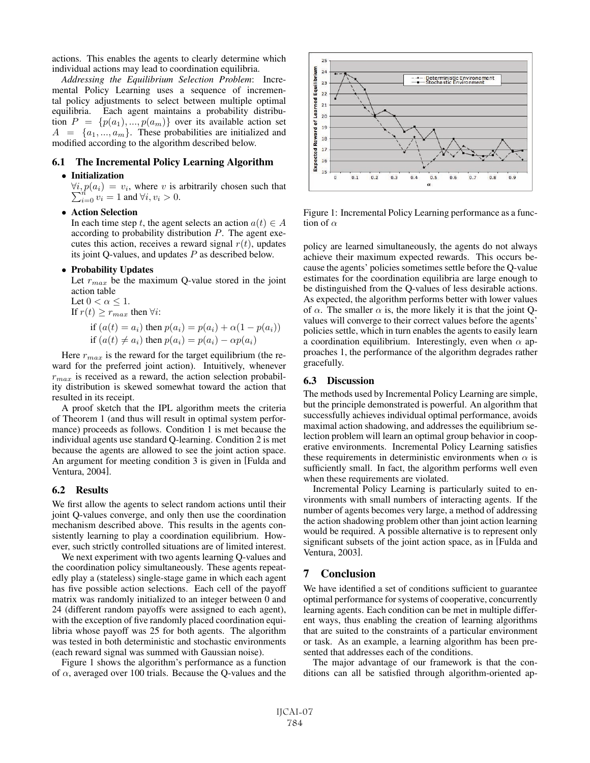actions. This enables the agents to clearly determine which individual actions may lead to coordination equilibria.

*Addressing the Equilibrium Selection Problem*: Incremental Policy Learning uses a sequence of incremental policy adjustments to select between multiple optimal equilibria. Each agent maintains a probability distribution $P = \{p(a_1), ..., p(a_m)\}$ over its available action set $A = \{a_1, ..., a_m\}$. These probabilities are initialized and modified according to the algorithm described below.

### 6.1 The Incremental Policy Learning Algorithm

- **Initialization**
  $\forall i, p(a_i) = v_i$, where $v$ is arbitrarily chosen such that $\sum_{i=0}^{n} v_i = 1$ and $\forall i, v_i > 0$.
- **Action Selection**
  In each time step $t$, the agent selects an action $a(t) \in A$ according to probability distribution $P$. The agent executes this action, receives a reward signal $r(t)$, updates its joint Q-values, and updates $P$ as described below.
- **Probability Updates**
  Let $r_{max}$ be the maximum Q-value stored in the joint action table
  Let $0 < \alpha \leq 1$.
  If $r(t) \geq r_{max}$ then $\forall i$:

  if $(a(t) = a_i)$ then $p(a_i) = p(a_i) + \alpha(1 - p(a_i))$
  if $(a(t) \neq a_i)$ then $p(a_i) = p(a_i) - \alpha p(a_i)$

Here $r_{max}$ is the reward for the target equilibrium (the reward for the preferred joint action). Intuitively, whenever $r_{max}$ is received as a reward, the action selection probability distribution is skewed somewhat toward the action that resulted in its receipt.

A proof sketch that the IPL algorithm meets the criteria of Theorem 1 (and thus will result in optimal system performance) proceeds as follows. Condition 1 is met because the individual agents use standard Q-learning. Condition 2 is met because the agents are allowed to see the joint action space. An argument for meeting condition 3 is given in [Fulda and Ventura, 2004].

### 6.2 Results

We first allow the agents to select random actions until their joint Q-values converge, and only then use the coordination mechanism described above. This results in the agents consistently learning to play a coordination equilibrium. However, such strictly controlled situations are of limited interest.

We next experiment with two agents learning Q-values and the coordination policy simultaneously. These agents repeatedly play a (stateless) single-stage game in which each agent has five possible action selections. Each cell of the payoff matrix was randomly initialized to an integer between 0 and 24 (different random payoffs were assigned to each agent), with the exception of five randomly placed coordination equilibria whose payoff was 25 for both agents. The algorithm was tested in both deterministic and stochastic environments (each reward signal was summed with Gaussian noise).

Figure 1 shows the algorithm's performance as a function of $\alpha$, averaged over 100 trials. Because the Q-values and the policy are learned simultaneously, the agents do not always achieve their maximum expected rewards. This occurs because the agents' policies sometimes settle before the Q-value estimates for the coordination equilibria are large enough to be distinguished from the Q-values of less desirable actions. As expected, the algorithm performs better with lower values of $\alpha$. The smaller $\alpha$ is, the more likely it is that the joint Q-values will converge to their correct values before the agents' policies settle, which in turn enables the agents to easily learn a coordination equilibrium. Interestingly, even when $\alpha$ approaches 1, the performance of the algorithm degrades rather gracefully.

Figure 1: Incremental Policy Learning performance as a function of $\alpha$

### 6.3 Discussion

The methods used by Incremental Policy Learning are simple, but the principle demonstrated is powerful. An algorithm that successfully achieves individual optimal performance, avoids maximal action shadowing, and addresses the equilibrium selection problem will learn an optimal group behavior in cooperative environments. Incremental Policy Learning satisfies these requirements in deterministic environments when $\alpha$ is sufficiently small. In fact, the algorithm performs well even when these requirements are violated.

Incremental Policy Learning is particularly suited to environments with small numbers of interacting agents. If the number of agents becomes very large, a method of addressing the action shadowing problem other than joint action learning would be required. A possible alternative is to represent only significant subsets of the joint action space, as in [Fulda and Ventura, 2003].

## 7 Conclusion

We have identified a set of conditions sufficient to guarantee optimal performance for systems of cooperative, concurrently learning agents. Each condition can be met in multiple different ways, thus enabling the creation of learning algorithms that are suited to the constraints of a particular environment or task. As an example, a learning algorithm has been presented that addresses each of the conditions.

The major advantage of our framework is that the conditions can all be satisfied through algorithm-oriented ap-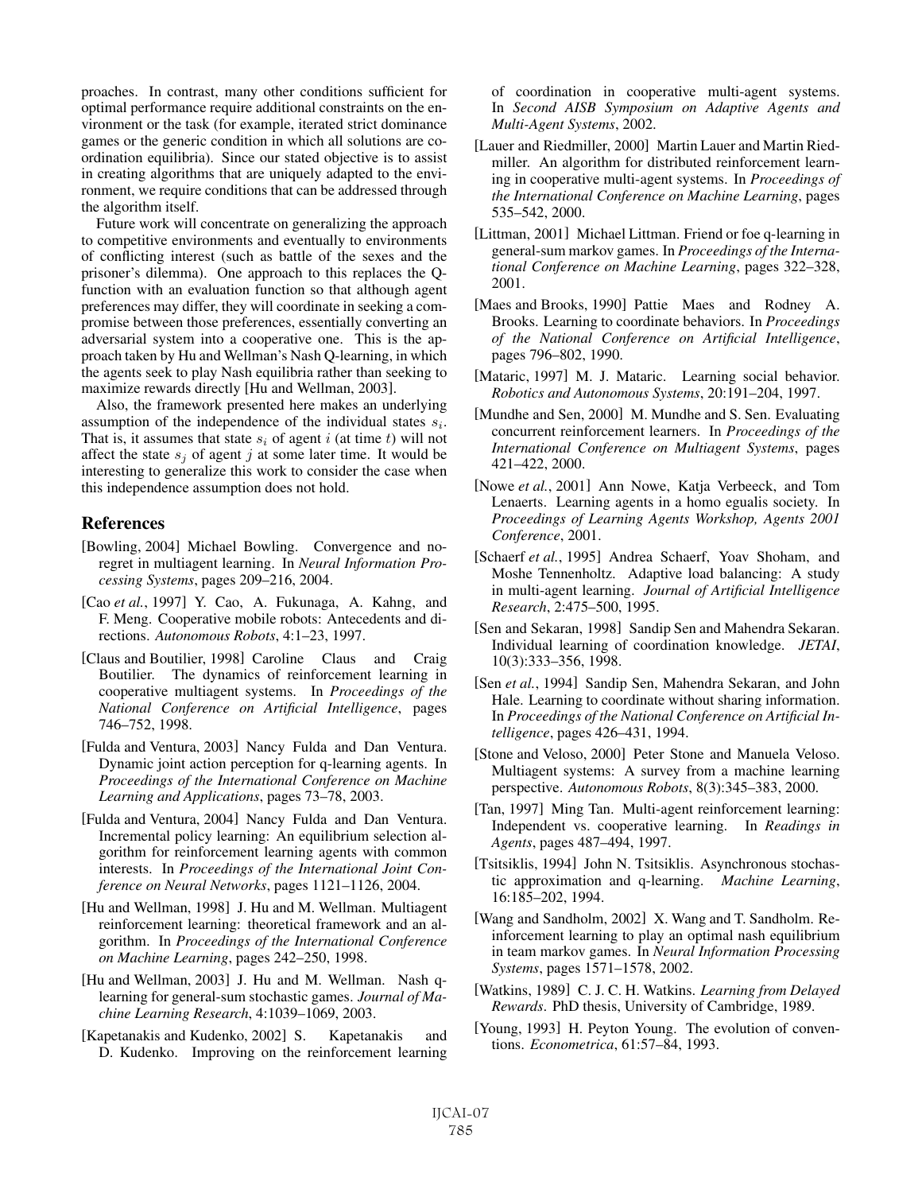proaches. In contrast, many other conditions sufficient for optimal performance require additional constraints on the environment or the task (for example, iterated strict dominance games or the generic condition in which all solutions are coordination equilibria). Since our stated objective is to assist in creating algorithms that are uniquely adapted to the environment, we require conditions that can be addressed through the algorithm itself.

Future work will concentrate on generalizing the approach to competitive environments and eventually to environments of conflicting interest (such as battle of the sexes and the prisoner's dilemma). One approach to this replaces the Q-function with an evaluation function so that although agent preferences may differ, they will coordinate in seeking a compromise between those preferences, essentially converting an adversarial system into a cooperative one. This is the approach taken by Hu and Wellman's Nash Q-learning, in which the agents seek to play Nash equilibria rather than seeking to maximize rewards directly [Hu and Wellman, 2003].

Also, the framework presented here makes an underlying assumption of the independence of the individual states $s_i$. That is, it assumes that state $s_i$ of agent $i$ (at time $t$) will not affect the state $s_j$ of agent $j$ at some later time. It would be interesting to generalize this work to consider the case when this independence assumption does not hold.

## References

[Bowling, 2004] Michael Bowling. Convergence and no-regret in multiagent learning. In *Neural Information Processing Systems*, pages 209–216, 2004.

[Cao *et al.*, 1997] Y. Cao, A. Fukunaga, A. Kahng, and F. Meng. Cooperative mobile robots: Antecedents and directions. *Autonomous Robots*, 4:1–23, 1997.

[Claus and Boutilier, 1998] Caroline Claus and Craig Boutilier. The dynamics of reinforcement learning in cooperative multiagent systems. In *Proceedings of the National Conference on Artificial Intelligence*, pages 746–752, 1998.

[Fulda and Ventura, 2003] Nancy Fulda and Dan Ventura. Dynamic joint action perception for q-learning agents. In *Proceedings of the International Conference on Machine Learning and Applications*, pages 73–78, 2003.

[Fulda and Ventura, 2004] Nancy Fulda and Dan Ventura. Incremental policy learning: An equilibrium selection algorithm for reinforcement learning agents with common interests. In *Proceedings of the International Joint Conference on Neural Networks*, pages 1121–1126, 2004.

[Hu and Wellman, 1998] J. Hu and M. Wellman. Multiagent reinforcement learning: theoretical framework and an algorithm. In *Proceedings of the International Conference on Machine Learning*, pages 242–250, 1998.

[Hu and Wellman, 2003] J. Hu and M. Wellman. Nash q-learning for general-sum stochastic games. *Journal of Machine Learning Research*, 4:1039–1069, 2003.

[Kapetanakis and Kudenko, 2002] S. Kapetanakis and D. Kudenko. Improving on the reinforcement learning of coordination in cooperative multi-agent systems. In *Second AISB Symposium on Adaptive Agents and Multi-Agent Systems*, 2002.

[Lauer and Riedmiller, 2000] Martin Lauer and Martin Riedmiller. An algorithm for distributed reinforcement learning in cooperative multi-agent systems. In *Proceedings of the International Conference on Machine Learning*, pages 535–542, 2000.

[Littman, 2001] Michael Littman. Friend or foe q-learning in general-sum markov games. In *Proceedings of the International Conference on Machine Learning*, pages 322–328, 2001.

[Maes and Brooks, 1990] Pattie Maes and Rodney A. Brooks. Learning to coordinate behaviors. In *Proceedings of the National Conference on Artificial Intelligence*, pages 796–802, 1990.

[Mataric, 1997] M. J. Mataric. Learning social behavior. *Robotics and Autonomous Systems*, 20:191–204, 1997.

[Mundhe and Sen, 2000] M. Mundhe and S. Sen. Evaluating concurrent reinforcement learners. In *Proceedings of the International Conference on Multiagent Systems*, pages 421–422, 2000.

[Nowe *et al.*, 2001] Ann Nowe, Katja Verbeeck, and Tom Lenaerts. Learning agents in a homo egualis society. In *Proceedings of Learning Agents Workshop, Agents 2001 Conference*, 2001.

[Schaerf *et al.*, 1995] Andrea Schaerf, Yoav Shoham, and Moshe Tennenholtz. Adaptive load balancing: A study in multi-agent learning. *Journal of Artificial Intelligence Research*, 2:475–500, 1995.

[Sen and Sekaran, 1998] Sandip Sen and Mahendra Sekaran. Individual learning of coordination knowledge. *JETAI*, 10(3):333–356, 1998.

[Sen *et al.*, 1994] Sandip Sen, Mahendra Sekaran, and John Hale. Learning to coordinate without sharing information. In *Proceedings of the National Conference on Artificial Intelligence*, pages 426–431, 1994.

[Stone and Veloso, 2000] Peter Stone and Manuela Veloso. Multiagent systems: A survey from a machine learning perspective. *Autonomous Robots*, 8(3):345–383, 2000.

[Tan, 1997] Ming Tan. Multi-agent reinforcement learning: Independent vs. cooperative learning. In *Readings in Agents*, pages 487–494, 1997.

[Tsitsiklis, 1994] John N. Tsitsiklis. Asynchronous stochastic approximation and q-learning. *Machine Learning*, 16:185–202, 1994.

[Wang and Sandholm, 2002] X. Wang and T. Sandholm. Reinforcement learning to play an optimal nash equilibrium in team markov games. In *Neural Information Processing Systems*, pages 1571–1578, 2002.

[Watkins, 1989] C. J. C. H. Watkins. *Learning from Delayed Rewards*. PhD thesis, University of Cambridge, 1989.

[Young, 1993] H. Peyton Young. The evolution of conventions. *Econometrica*, 61:57–84, 1993.